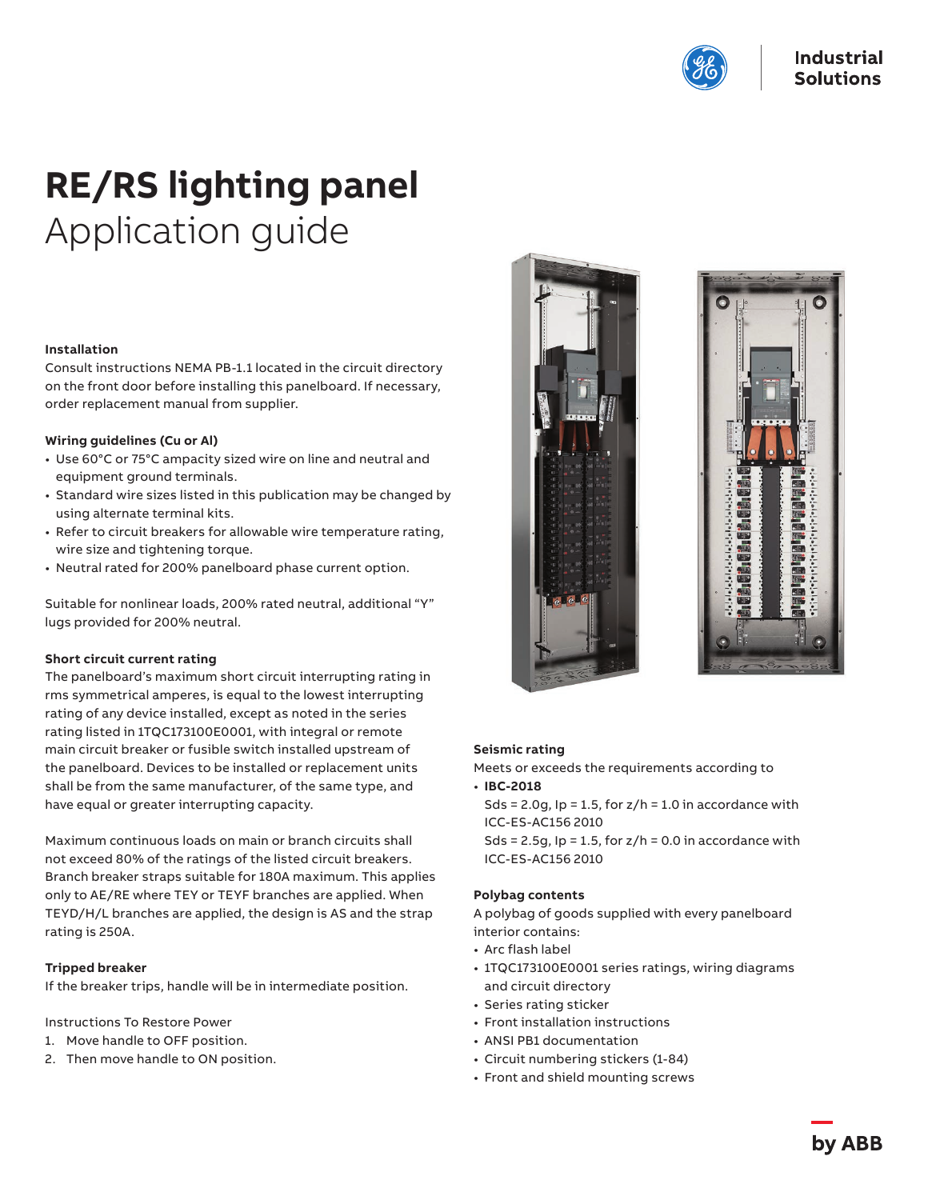Industrial Solutions

# RE/RS lighting panel

## Application guide

### Installation

Consult instructions NEMA PB-1.1 located in the circuit directory on the front door before installing this panelboard. If necessary, order replacement manual from supplier.

### Wiring guidelines (Cu or Al)

- Use 60°C or 75°C ampacity sized wire on line and neutral and equipment ground terminals.
- Standard wire sizes listed in this publication may be changed by using alternate terminal kits.
- Refer to circuit breakers for allowable wire temperature rating, wire size and tightening torque.
- Neutral rated for 200% panelboard phase current option.

Suitable for nonlinear loads, 200% rated neutral, additional "Y" lugs provided for 200% neutral.

### Short circuit current rating

The panelboard's maximum short circuit interrupting rating in rms symmetrical amperes, is equal to the lowest interrupting rating of any device installed, except as noted in the series rating listed in 1TQC173100E0001, with integral or remote main circuit breaker or fusible switch installed upstream of the panelboard. Devices to be installed or replacement units shall be from the same manufacturer, of the same type, and have equal or greater interrupting capacity.

Maximum continuous loads on main or branch circuits shall not exceed 80% of the ratings of the listed circuit breakers. Branch breaker straps suitable for 180A maximum. This applies only to AE/RE where TEY or TEYF branches are applied. When TEYD/H/L branches are applied, the design is AS and the strap rating is 250A.

### Tripped breaker

If the breaker trips, handle will be in intermediate position.

Instructions To Restore Power

1. Move handle to OFF position.
2. Then move handle to ON position.

### Seismic rating

Meets or exceeds the requirements according to

- **IBC-2018**
  Sds = 2.0g, Ip = 1.5, for z/h = 1.0 in accordance with ICC-ES-AC156 2010
  Sds = 2.5g, Ip = 1.5, for z/h = 0.0 in accordance with ICC-ES-AC156 2010

### Polybag contents

A polybag of goods supplied with every panelboard interior contains:

- Arc flash label
- 1TQC173100E0001 series ratings, wiring diagrams and circuit directory
- Series rating sticker
- Front installation instructions
- ANSI PB1 documentation
- Circuit numbering stickers (1-84)
- Front and shield mounting screws

by ABB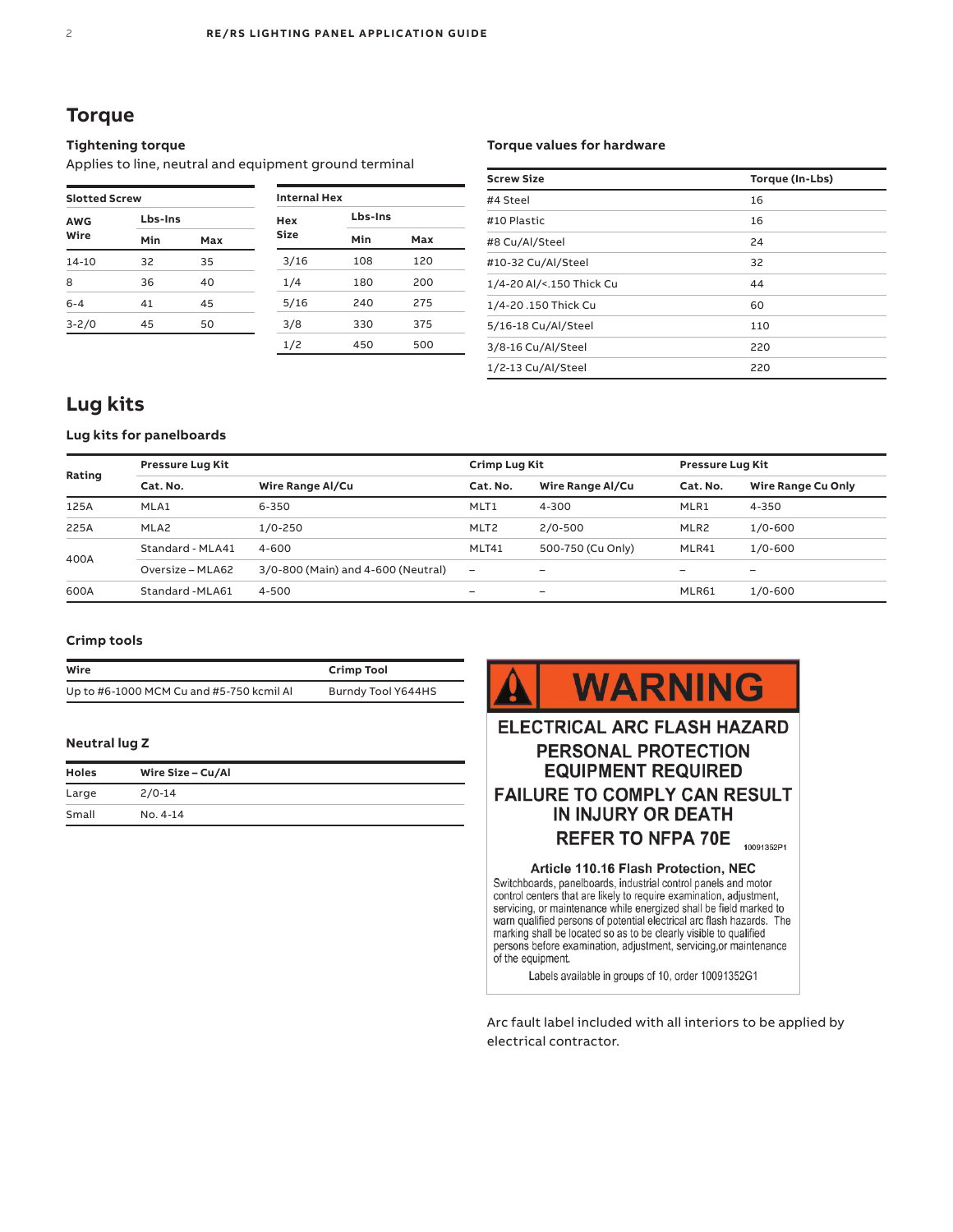## Torque

### Tightening torque

Applies to line, neutral and equipment ground terminal

| Slotted Screw | | |
|---|---|---|
| AWG Wire | Lbs-Ins | |
| | Min | Max |
| 14-10 | 32 | 35 |
| 8 | 36 | 40 |
| 6-4 | 41 | 45 |
| 3-2/0 | 45 | 50 |

| Internal Hex | | |
|---|---|---|
| Hex Size | Lbs-Ins | |
| | Min | Max |
| 3/16 | 108 | 120 |
| 1/4 | 180 | 200 |
| 5/16 | 240 | 275 |
| 3/8 | 330 | 375 |
| 1/2 | 450 | 500 |

### Torque values for hardware

| Screw Size | Torque (In-Lbs) |
|---|---|
| #4 Steel | 16 |
| #10 Plastic | 16 |
| #8 Cu/Al/Steel | 24 |
| #10-32 Cu/Al/Steel | 32 |
| 1/4-20 Al/<.150 Thick Cu | 44 |
| 1/4-20 .150 Thick Cu | 60 |
| 5/16-18 Cu/Al/Steel | 110 |
| 3/8-16 Cu/Al/Steel | 220 |
| 1/2-13 Cu/Al/Steel | 220 |

## Lug kits

### Lug kits for panelboards

| Rating | Pressure Lug Kit | | Crimp Lug Kit | | Pressure Lug Kit | |
|---|---|---|---|---|---|---|
| | Cat. No. | Wire Range Al/Cu | Cat. No. | Wire Range Al/Cu | Cat. No. | Wire Range Cu Only |
| 125A | MLA1 | 6-350 | MLT1 | 4-300 | MLR1 | 4-350 |
| 225A | MLA2 | 1/0-250 | MLT2 | 2/0-500 | MLR2 | 1/0-600 |
| 400A | Standard - MLA41 | 4-600 | MLT41 | 500-750 (Cu Only) | MLR41 | 1/0-600 |
| | Oversize – MLA62 | 3/0-800 (Main) and 4-600 (Neutral) | – | – | – | – |
| 600A | Standard -MLA61 | 4-500 | – | – | MLR61 | 1/0-600 |

### Crimp tools

| Wire | Crimp Tool |
|---|---|
| Up to #6-1000 MCM Cu and #5-750 kcmil Al | Burndy Tool Y644HS |

### Neutral lug Z

| Holes | Wire Size – Cu/Al |
|---|---|
| Large | 2/0-14 |
| Small | No. 4-14 |

**WARNING**

**ELECTRICAL ARC FLASH HAZARD**
**PERSONAL PROTECTION EQUIPMENT REQUIRED**
**FAILURE TO COMPLY CAN RESULT IN INJURY OR DEATH**
**REFER TO NFPA 70E**

10091352P1

**Article 110.16 Flash Protection, NEC**

Switchboards, panelboards, industrial control panels and motor control centers that are likely to require examination, adjustment, servicing, or maintenance while energized shall be field marked to warn qualified persons of potential electrical arc flash hazards. The marking shall be located so as to be clearly visible to qualified persons before examination, adjustment, servicing,or maintenance of the equipment.

Labels available in groups of 10, order 10091352G1

Arc fault label included with all interiors to be applied by electrical contractor.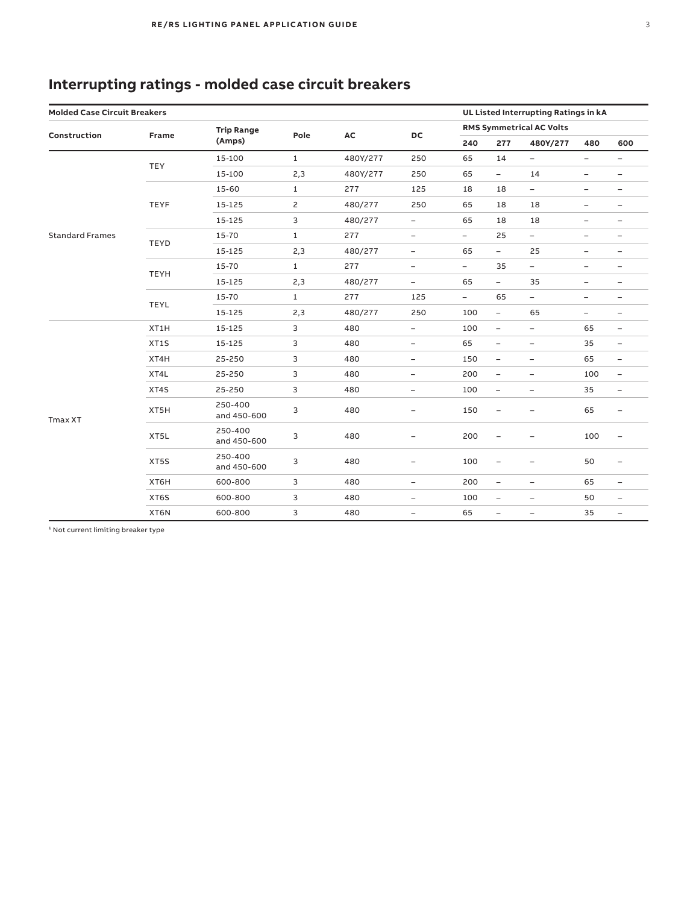## Interrupting ratings - molded case circuit breakers

| Molded Case Circuit Breakers | | | | | | UL Listed Interrupting Ratings in kA | | | | |
|---|---|---|---|---|---|---|---|---|---|---|
| Construction | Frame | Trip Range (Amps) | Pole | AC | DC | RMS Symmetrical AC Volts | | | | |
| | | | | | | 240 | 277 | 480Y/277 | 480 | 600 |
| Standard Frames | TEY | 15-100 | 1 | 480Y/277 | 250 | 65 | 14 | – | – | – |
| | | 15-100 | 2,3 | 480Y/277 | 250 | 65 | – | 14 | – | – |
| | TEYF | 15-60 | 1 | 277 | 125 | 18 | 18 | – | – | – |
| | | 15-125 | 2 | 480/277 | 250 | 65 | 18 | 18 | – | – |
| | | 15-125 | 3 | 480/277 | – | 65 | 18 | 18 | – | – |
| | TEYD | 15-70 | 1 | 277 | – | – | 25 | – | – | – |
| | | 15-125 | 2,3 | 480/277 | – | 65 | – | 25 | – | – |
| | TEYH | 15-70 | 1 | 277 | – | – | 35 | – | – | – |
| | | 15-125 | 2,3 | 480/277 | – | 65 | – | 35 | – | – |
| | TEYL | 15-70 | 1 | 277 | 125 | – | 65 | – | – | – |
| | | 15-125 | 2,3 | 480/277 | 250 | 100 | – | 65 | – | – |
| Tmax XT | XT1H | 15-125 | 3 | 480 | – | 100 | – | – | 65 | – |
| | XT1S | 15-125 | 3 | 480 | – | 65 | – | – | 35 | – |
| | XT4H | 25-250 | 3 | 480 | – | 150 | – | – | 65 | – |
| | XT4L | 25-250 | 3 | 480 | – | 200 | – | – | 100 | – |
| | XT4S | 25-250 | 3 | 480 | – | 100 | – | – | 35 | – |
| | XT5H | 250-400 and 450-600 | 3 | 480 | – | 150 | – | – | 65 | – |
| | XT5L | 250-400 and 450-600 | 3 | 480 | – | 200 | – | – | 100 | – |
| | XT5S | 250-400 and 450-600 | 3 | 480 | – | 100 | – | – | 50 | – |
| | XT6H | 600-800 | 3 | 480 | – | 200 | – | – | 65 | – |
| | XT6S | 600-800 | 3 | 480 | – | 100 | – | – | 50 | – |
| | XT6N | 600-800 | 3 | 480 | – | 65 | – | – | 35 | – |

[1] Not current limiting breaker type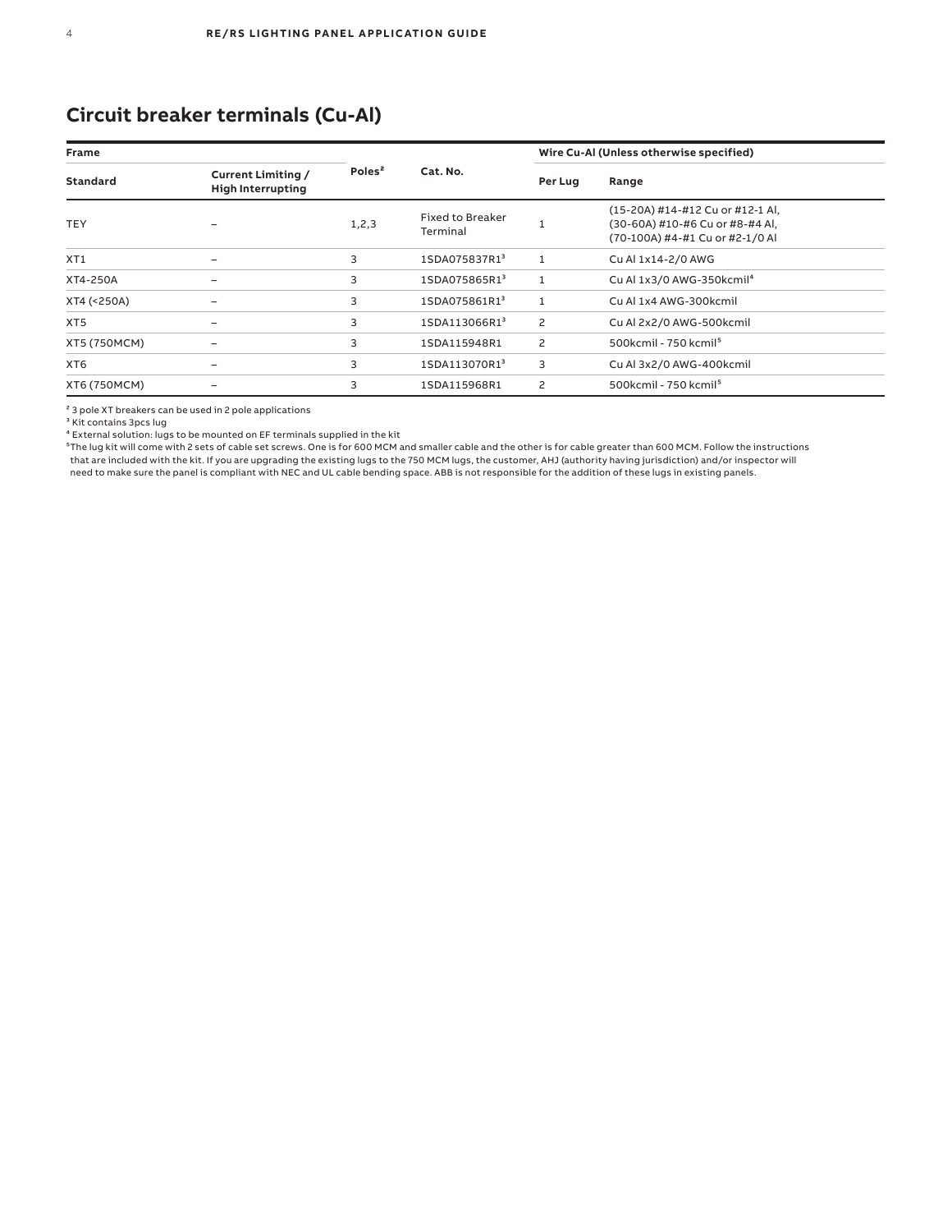## Circuit breaker terminals (Cu-Al)

| Frame | | Poles[2] | Cat. No. | Wire Cu-Al (Unless otherwise specified) | |
|---|---|---|---|---|---|
| Standard | Current Limiting / High Interrupting | | | Per Lug | Range |
| TEY | – | 1,2,3 | Fixed to Breaker Terminal | 1 | (15-20A) #14-#12 Cu or #12-1 Al, (30-60A) #10-#6 Cu or #8-#4 Al, (70-100A) #4-#1 Cu or #2-1/0 Al |
| XT1 | – | 3 | 1SDA075837R1[3] | 1 | Cu Al 1x14-2/0 AWG |
| XT4-250A | – | 3 | 1SDA075865R1[3] | 1 | Cu Al 1x3/0 AWG-350kcmil[4] |
| XT4 (<250A) | – | 3 | 1SDA075861R1[3] | 1 | Cu Al 1x4 AWG-300kcmil |
| XT5 | – | 3 | 1SDA113066R1[3] | 2 | Cu Al 2x2/0 AWG-500kcmil |
| XT5 (750MCM) | – | 3 | 1SDA115948R1 | 2 | 500kcmil - 750 kcmil[5] |
| XT6 | – | 3 | 1SDA113070R1[3] | 3 | Cu Al 3x2/0 AWG-400kcmil |
| XT6 (750MCM) | – | 3 | 1SDA115968R1 | 2 | 500kcmil - 750 kcmil[5] |

[2] 3 pole XT breakers can be used in 2 pole applications

[3] Kit contains 3pcs lug

[4] External solution: lugs to be mounted on EF terminals supplied in the kit

[5] The lug kit will come with 2 sets of cable set screws. One is for 600 MCM and smaller cable and the other is for cable greater than 600 MCM. Follow the instructions that are included with the kit. If you are upgrading the existing lugs to the 750 MCM lugs, the customer, AHJ (authority having jurisdiction) and/or inspector will need to make sure the panel is compliant with NEC and UL cable bending space. ABB is not responsible for the addition of these lugs in existing panels.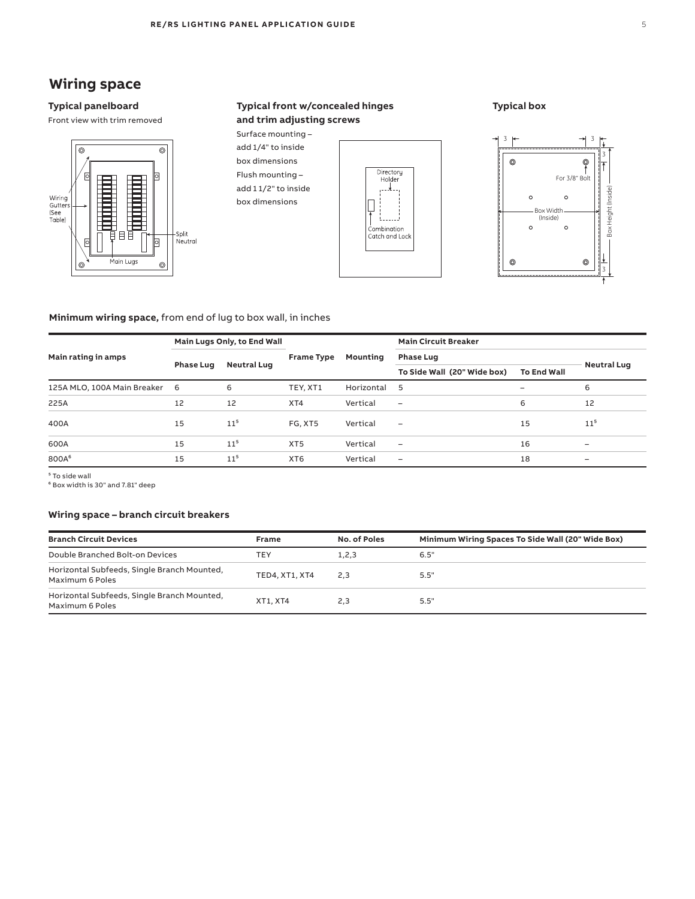## Wiring space

### Typical panelboard

Front view with trim removed

### Typical front w/concealed hinges and trim adjusting screws

Surface mounting – add 1/4" to inside box dimensions

Flush mounting – add 1 1/2" to inside box dimensions

### Typical box

**Minimum wiring space,** from end of lug to box wall, in inches

| Main rating in amps | Main Lugs Only, to End Wall | | Frame Type | Mounting | Main Circuit Breaker | | |
|---|---|---|---|---|---|---|---|
| | Phase Lug | Neutral Lug | | | Phase Lug | | Neutral Lug |
| | | | | | To Side Wall (20" Wide box) | To End Wall | |
| 125A MLO, 100A Main Breaker | 6 | 6 | TEY, XT1 | Horizontal | 5 | – | 6 |
| 225A | 12 | 12 | XT4 | Vertical | – | 6 | 12 |
| 400A | 15 | 11[5] | FG, XT5 | Vertical | – | 15 | 11[5] |
| 600A | 15 | 11[5] | XT5 | Vertical | – | 16 | – |
| 800A[6] | 15 | 11[5] | XT6 | Vertical | – | 18 | – |

[5] To side wall

[6] Box width is 30" and 7.81" deep

### Wiring space – branch circuit breakers

| Branch Circuit Devices | Frame | No. of Poles | Minimum Wiring Spaces To Side Wall (20" Wide Box) |
|---|---|---|---|
| Double Branched Bolt-on Devices | TEY | 1,2,3 | 6.5" |
| Horizontal Subfeeds, Single Branch Mounted, Maximum 6 Poles | TED4, XT1, XT4 | 2,3 | 5.5" |
| Horizontal Subfeeds, Single Branch Mounted, Maximum 6 Poles | XT1, XT4 | 2,3 | 5.5" |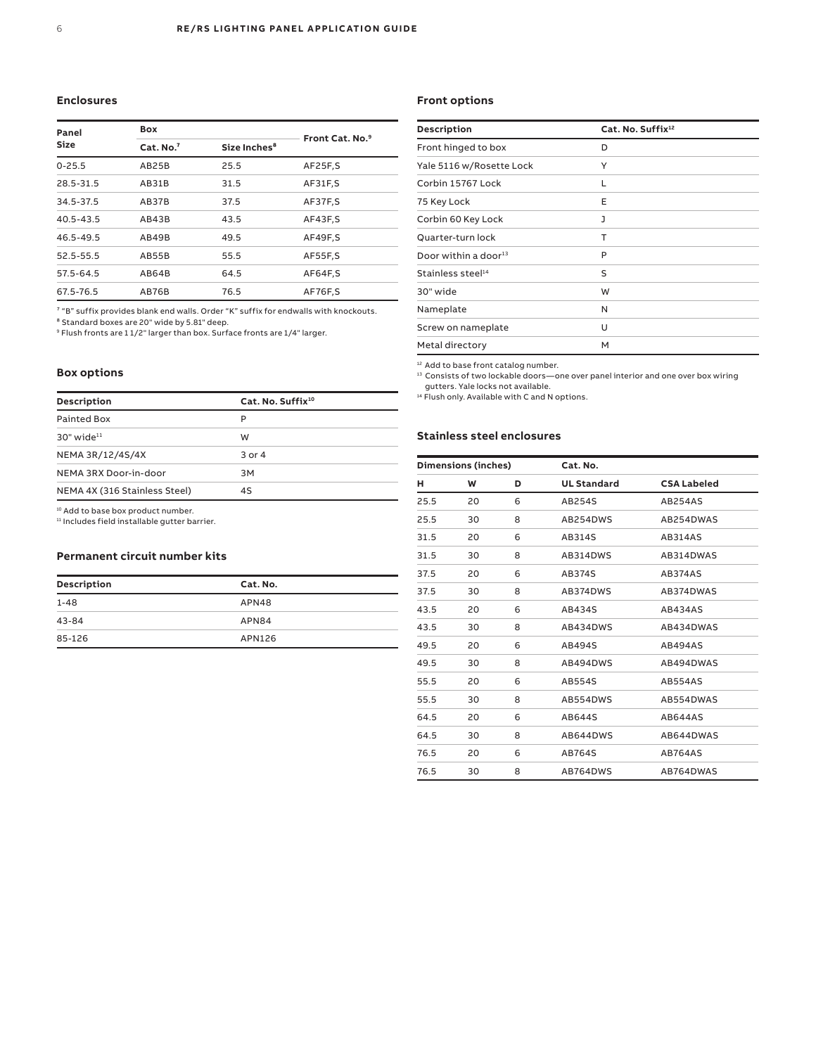## Enclosures

| Panel Size | Box | | Front Cat. No.[9] |
|---|---|---|---|
| | Cat. No.[7] | Size Inches[8] | |
| 0-25.5 | AB25B | 25.5 | AF25F,S |
| 28.5-31.5 | AB31B | 31.5 | AF31F,S |
| 34.5-37.5 | AB37B | 37.5 | AF37F,S |
| 40.5-43.5 | AB43B | 43.5 | AF43F,S |
| 46.5-49.5 | AB49B | 49.5 | AF49F,S |
| 52.5-55.5 | AB55B | 55.5 | AF55F,S |
| 57.5-64.5 | AB64B | 64.5 | AF64F,S |
| 67.5-76.5 | AB76B | 76.5 | AF76F,S |

[7] "B" suffix provides blank end walls. Order "K" suffix for endwalls with knockouts.
[8] Standard boxes are 20" wide by 5.81" deep.
[9] Flush fronts are 1 1/2" larger than box. Surface fronts are 1/4" larger.

## Box options

| Description | Cat. No. Suffix[10] |
|---|---|
| Painted Box | P |
| 30" wide[11] | W |
| NEMA 3R/12/4S/4X | 3 or 4 |
| NEMA 3RX Door-in-door | 3M |
| NEMA 4X (316 Stainless Steel) | 4S |

[10] Add to base box product number.
[11] Includes field installable gutter barrier.

## Permanent circuit number kits

| Description | Cat. No. |
|---|---|
| 1-48 | APN48 |
| 43-84 | APN84 |
| 85-126 | APN126 |

## Front options

| Description | Cat. No. Suffix[12] |
|---|---|
| Front hinged to box | D |
| Yale 5116 w/Rosette Lock | Y |
| Corbin 15767 Lock | L |
| 75 Key Lock | E |
| Corbin 60 Key Lock | J |
| Quarter-turn lock | T |
| Door within a door[13] | P |
| Stainless steel[14] | S |
| 30" wide | W |
| Nameplate | N |
| Screw on nameplate | U |
| Metal directory | M |

[12] Add to base front catalog number.
[13] Consists of two lockable doors—one over panel interior and one over box wiring gutters. Yale locks not available.
[14] Flush only. Available with C and N options.

## Stainless steel enclosures

| Dimensions (inches) | | | Cat. No. | |
|---|---|---|---|---|
| H | W | D | UL Standard | CSA Labeled |
| 25.5 | 20 | 6 | AB254S | AB254AS |
| 25.5 | 30 | 8 | AB254DWS | AB254DWAS |
| 31.5 | 20 | 6 | AB314S | AB314AS |
| 31.5 | 30 | 8 | AB314DWS | AB314DWAS |
| 37.5 | 20 | 6 | AB374S | AB374AS |
| 37.5 | 30 | 8 | AB374DWS | AB374DWAS |
| 43.5 | 20 | 6 | AB434S | AB434AS |
| 43.5 | 30 | 8 | AB434DWS | AB434DWAS |
| 49.5 | 20 | 6 | AB494S | AB494AS |
| 49.5 | 30 | 8 | AB494DWS | AB494DWAS |
| 55.5 | 20 | 6 | AB554S | AB554AS |
| 55.5 | 30 | 8 | AB554DWS | AB554DWAS |
| 64.5 | 20 | 6 | AB644S | AB644AS |
| 64.5 | 30 | 8 | AB644DWS | AB644DWAS |
| 76.5 | 20 | 6 | AB764S | AB764AS |
| 76.5 | 30 | 8 | AB764DWS | AB764DWAS |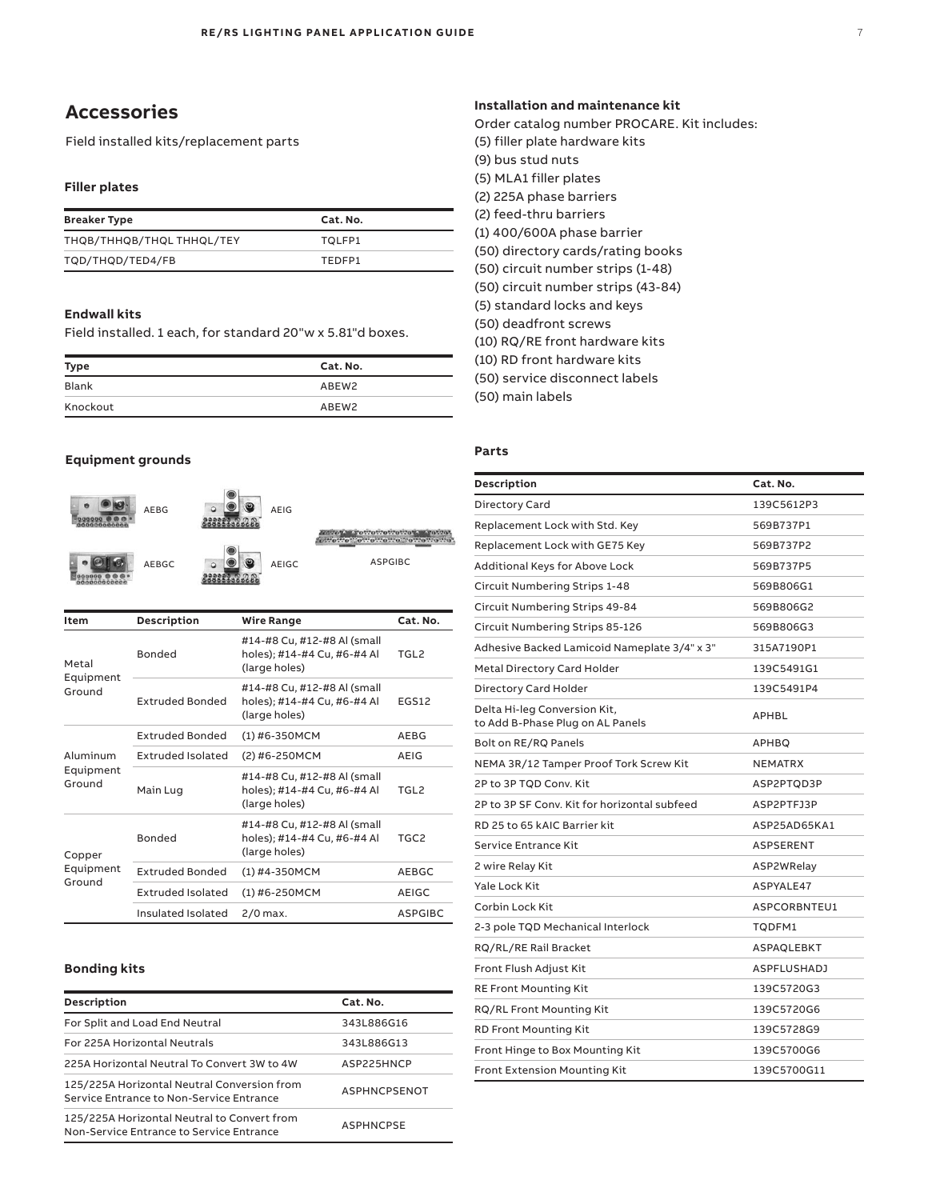## Accessories

Field installed kits/replacement parts

### Filler plates

| Breaker Type | Cat. No. |
|---|---|
| THQB/THHQB/THQL THHQL/TEY | TQLFP1 |
| TQD/THQD/TED4/FB | TEDFP1 |

### Endwall kits

Field installed. 1 each, for standard 20"w x 5.81"d boxes.

| Type | Cat. No. |
|---|---|
| Blank | ABEW2 |
| Knockout | ABEW2 |

### Equipment grounds

AEBG AEIG AEBGC AEIGC ASPGIBC

| Item | Description | Wire Range | Cat. No. |
|---|---|---|---|
| Metal Equipment Ground | Bonded | #14-#8 Cu, #12-#8 Al (small holes); #14-#4 Cu, #6-#4 Al (large holes) | TGL2 |
| | Extruded Bonded | #14-#8 Cu, #12-#8 Al (small holes); #14-#4 Cu, #6-#4 Al (large holes) | EGS12 |
| Aluminum Equipment Ground | Extruded Bonded | (1) #6-350MCM | AEBG |
| | Extruded Isolated | (2) #6-250MCM | AEIG |
| | Main Lug | #14-#8 Cu, #12-#8 Al (small holes); #14-#4 Cu, #6-#4 Al (large holes) | TGL2 |
| Copper Equipment Ground | Bonded | #14-#8 Cu, #12-#8 Al (small holes); #14-#4 Cu, #6-#4 Al (large holes) | TGC2 |
| | Extruded Bonded | (1) #4-350MCM | AEBGC |
| | Extruded Isolated | (1) #6-250MCM | AEIGC |
| | Insulated Isolated | 2/0 max. | ASPGIBC |

### Bonding kits

| Description | Cat. No. |
|---|---|
| For Split and Load End Neutral | 343L886G16 |
| For 225A Horizontal Neutrals | 343L886G13 |
| 225A Horizontal Neutral To Convert 3W to 4W | ASP225HNCP |
| 125/225A Horizontal Neutral Conversion from Service Entrance to Non-Service Entrance | ASPHNCPSENOT |
| 125/225A Horizontal Neutral to Convert from Non-Service Entrance to Service Entrance | ASPHNCPSE |

### Installation and maintenance kit

Order catalog number PROCARE. Kit includes:

(5) filler plate hardware kits
(9) bus stud nuts
(5) MLA1 filler plates
(2) 225A phase barriers
(2) feed-thru barriers
(1) 400/600A phase barrier
(50) directory cards/rating books
(50) circuit number strips (1-48)
(50) circuit number strips (43-84)
(5) standard locks and keys
(50) deadfront screws
(10) RQ/RE front hardware kits
(10) RD front hardware kits
(50) service disconnect labels
(50) main labels

### Parts

| Description | Cat. No. |
|---|---|
| Directory Card | 139C5612P3 |
| Replacement Lock with Std. Key | 569B737P1 |
| Replacement Lock with GE75 Key | 569B737P2 |
| Additional Keys for Above Lock | 569B737P5 |
| Circuit Numbering Strips 1-48 | 569B806G1 |
| Circuit Numbering Strips 49-84 | 569B806G2 |
| Circuit Numbering Strips 85-126 | 569B806G3 |
| Adhesive Backed Lamicoid Nameplate 3/4" x 3" | 315A7190P1 |
| Metal Directory Card Holder | 139C5491G1 |
| Directory Card Holder | 139C5491P4 |
| Delta Hi-leg Conversion Kit, to Add B-Phase Plug on AL Panels | APHBL |
| Bolt on RE/RQ Panels | APHBQ |
| NEMA 3R/12 Tamper Proof Tork Screw Kit | NEMATRX |
| 2P to 3P TQD Conv. Kit | ASP2PTQD3P |
| 2P to 3P SF Conv. Kit for horizontal subfeed | ASP2PTFJ3P |
| RD 25 to 65 kAIC Barrier kit | ASP25AD65KA1 |
| Service Entrance Kit | ASPSERENT |
| 2 wire Relay Kit | ASP2WRelay |
| Yale Lock Kit | ASPYALE47 |
| Corbin Lock Kit | ASPCORBNTEU1 |
| 2-3 pole TQD Mechanical Interlock | TQDFM1 |
| RQ/RL/RE Rail Bracket | ASPAQLEBKT |
| Front Flush Adjust Kit | ASPFLUSHADJ |
| RE Front Mounting Kit | 139C5720G3 |
| RQ/RL Front Mounting Kit | 139C5720G6 |
| RD Front Mounting Kit | 139C5728G9 |
| Front Hinge to Box Mounting Kit | 139C5700G6 |
| Front Extension Mounting Kit | 139C5700G11 |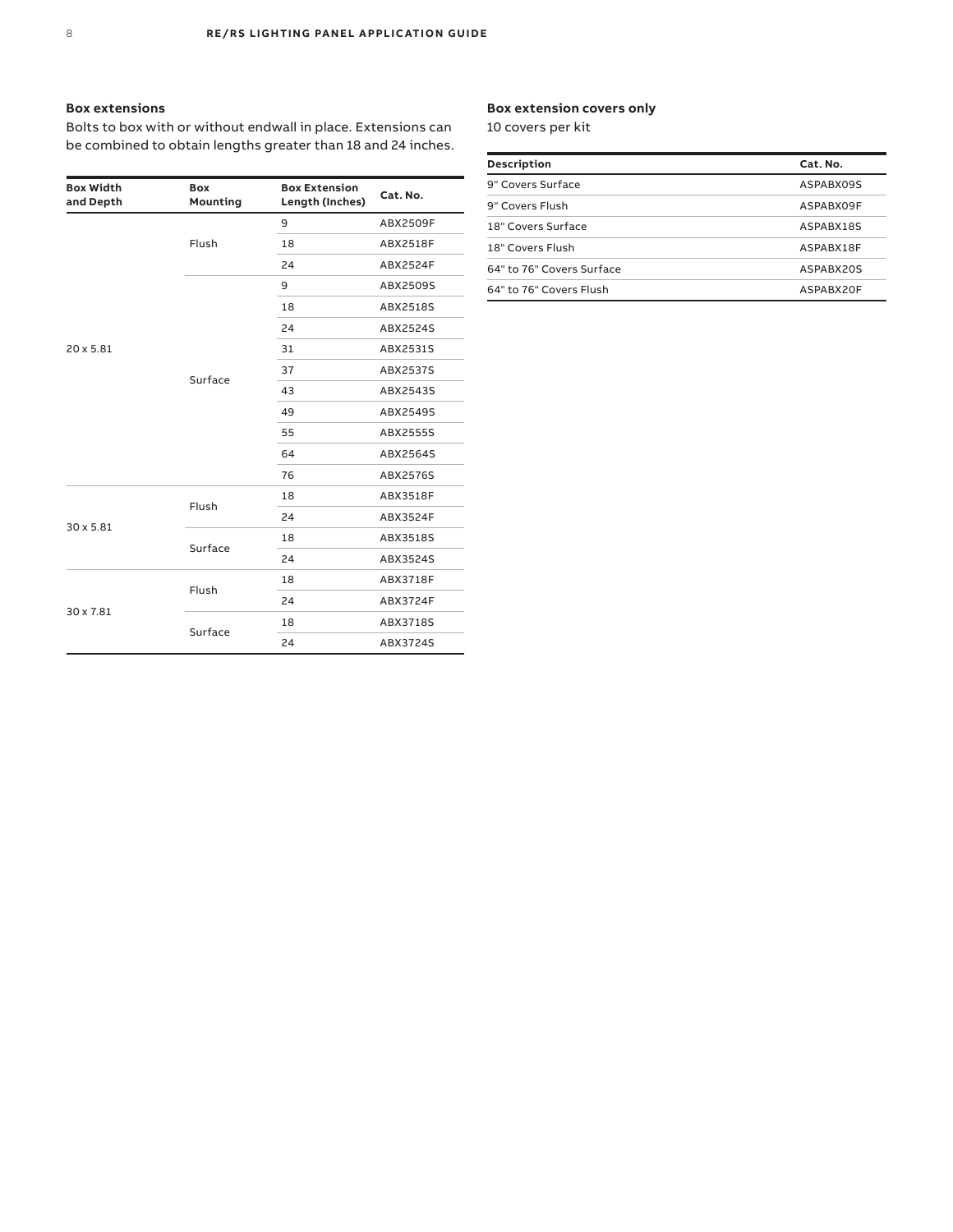### Box extensions

Bolts to box with or without endwall in place. Extensions can be combined to obtain lengths greater than 18 and 24 inches.

| Box Width and Depth | Box Mounting | Box Extension Length (Inches) | Cat. No. |
|---|---|---|---|
| 20 x 5.81 | Flush | 9 | ABX2509F |
| | | 18 | ABX2518F |
| | | 24 | ABX2524F |
| | Surface | 9 | ABX2509S |
| | | 18 | ABX2518S |
| | | 24 | ABX2524S |
| | | 31 | ABX2531S |
| | | 37 | ABX2537S |
| | | 43 | ABX2543S |
| | | 49 | ABX2549S |
| | | 55 | ABX2555S |
| | | 64 | ABX2564S |
| | | 76 | ABX2576S |
| 30 x 5.81 | Flush | 18 | ABX3518F |
| | | 24 | ABX3524F |
| | Surface | 18 | ABX3518S |
| | | 24 | ABX3524S |
| 30 x 7.81 | Flush | 18 | ABX3718F |
| | | 24 | ABX3724F |
| | Surface | 18 | ABX3718S |
| | | 24 | ABX3724S |

### Box extension covers only

10 covers per kit

| Description | Cat. No. |
|---|---|
| 9" Covers Surface | ASPABX09S |
| 9" Covers Flush | ASPABX09F |
| 18" Covers Surface | ASPABX18S |
| 18" Covers Flush | ASPABX18F |
| 64" to 76" Covers Surface | ASPABX20S |
| 64" to 76" Covers Flush | ASPABX20F |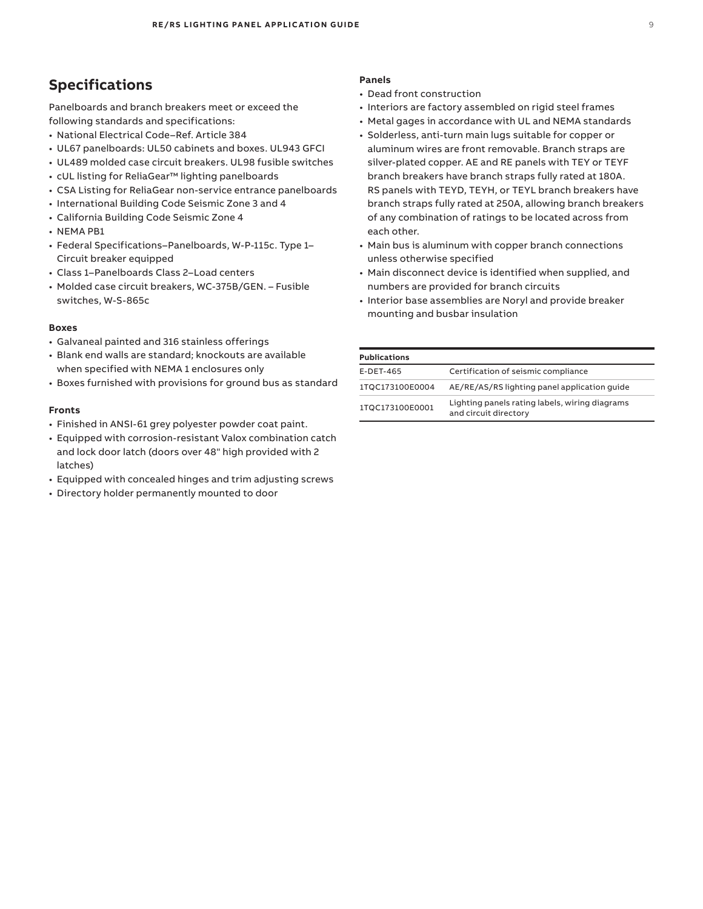## Specifications

Panelboards and branch breakers meet or exceed the following standards and specifications:

- National Electrical Code–Ref. Article 384
- UL67 panelboards: UL50 cabinets and boxes. UL943 GFCI
- UL489 molded case circuit breakers. UL98 fusible switches
- cUL listing for ReliaGear™ lighting panelboards
- CSA Listing for ReliaGear non-service entrance panelboards
- International Building Code Seismic Zone 3 and 4
- California Building Code Seismic Zone 4
- NEMA PB1
- Federal Specifications–Panelboards, W-P-115c. Type 1–Circuit breaker equipped
- Class 1–Panelboards Class 2–Load centers
- Molded case circuit breakers, WC-375B/GEN. – Fusible switches, W-S-865c

**Boxes**

- Galvaneal painted and 316 stainless offerings
- Blank end walls are standard; knockouts are available when specified with NEMA 1 enclosures only
- Boxes furnished with provisions for ground bus as standard

**Fronts**

- Finished in ANSI-61 grey polyester powder coat paint.
- Equipped with corrosion-resistant Valox combination catch and lock door latch (doors over 48" high provided with 2 latches)
- Equipped with concealed hinges and trim adjusting screws
- Directory holder permanently mounted to door

**Panels**

- Dead front construction
- Interiors are factory assembled on rigid steel frames
- Metal gages in accordance with UL and NEMA standards
- Solderless, anti-turn main lugs suitable for copper or aluminum wires are front removable. Branch straps are silver-plated copper. AE and RE panels with TEY or TEYF branch breakers have branch straps fully rated at 180A. RS panels with TEYD, TEYH, or TEYL branch breakers have branch straps fully rated at 250A, allowing branch breakers of any combination of ratings to be located across from each other.
- Main bus is aluminum with copper branch connections unless otherwise specified
- Main disconnect device is identified when supplied, and numbers are provided for branch circuits
- Interior base assemblies are Noryl and provide breaker mounting and busbar insulation

| Publications | |
|---|---|
| E-DET-465 | Certification of seismic compliance |
| 1TQC173100E0004 | AE/RE/AS/RS lighting panel application guide |
| 1TQC173100E0001 | Lighting panels rating labels, wiring diagrams and circuit directory |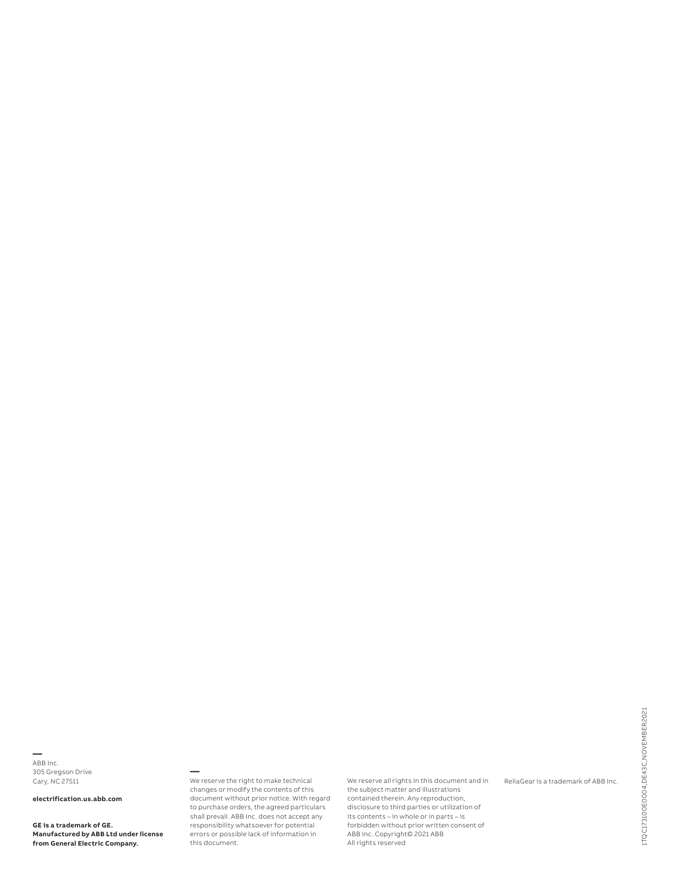—

ABB Inc.
305 Gregson Drive
Cary, NC 27511

**electrification.us.abb.com**

**GE is a trademark of GE.**
**Manufactured by ABB Ltd under license from General Electric Company.**

—

We reserve the right to make technical changes or modify the contents of this document without prior notice. With regard to purchase orders, the agreed particulars shall prevail. ABB Inc. does not accept any responsibility whatsoever for potential errors or possible lack of information in this document.

We reserve all rights in this document and in the subject matter and illustrations contained therein. Any reproduction, disclosure to third parties or utilization of its contents – in whole or in parts – is forbidden without prior written consent of ABB Inc. Copyright© 2021 ABB
All rights reserved

ReliaGear is a trademark of ABB Inc.

1TQC173100E0004,DE43C,NOVEMBER2021